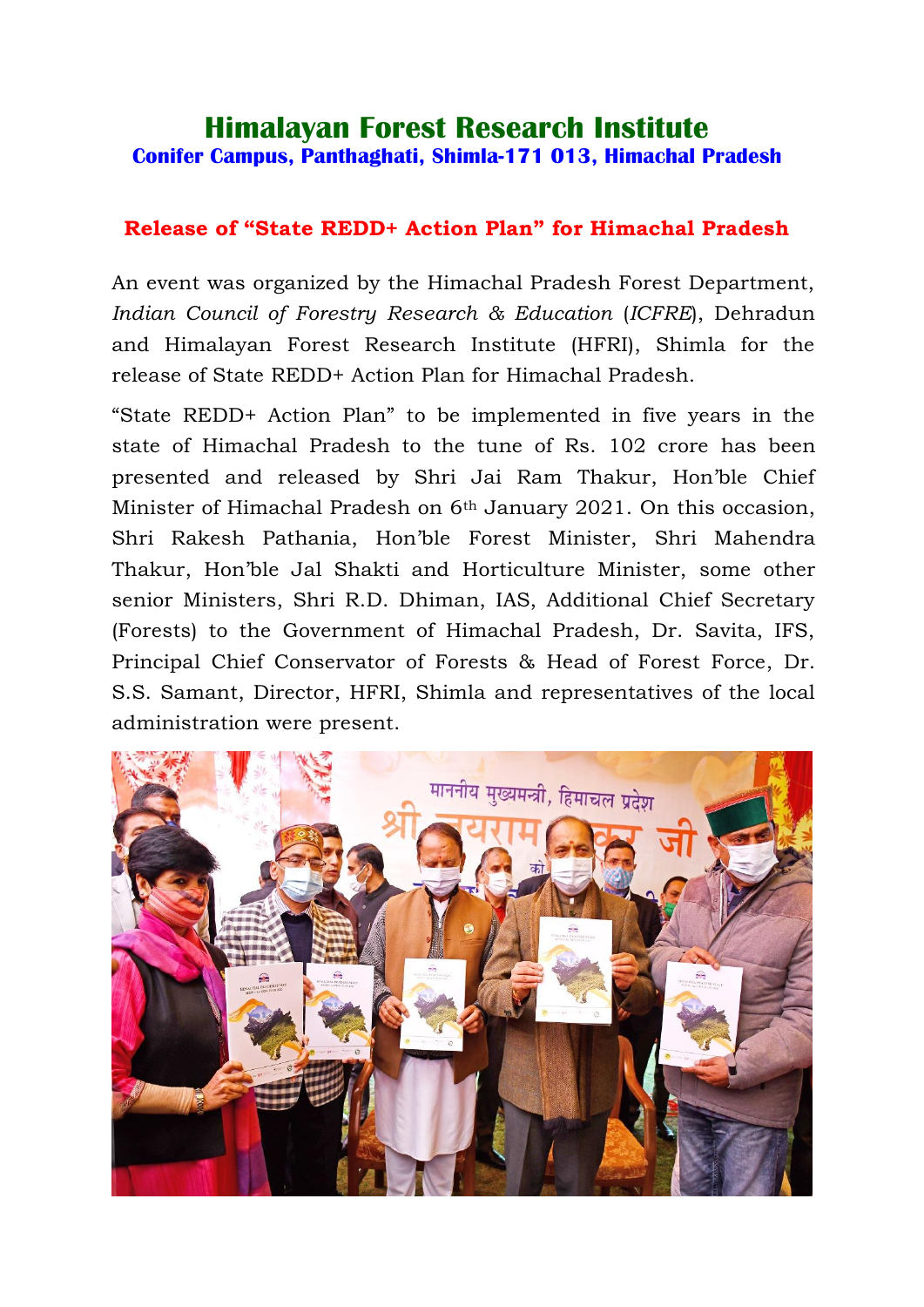# Himalayan Forest Research Institute

**Conifer Campus, Panthaghati, Shimla-171 013, Himachal Pradesh**

## Release of "State REDD+ Action Plan" for Himachal Pradesh

An event was organized by the Himachal Pradesh Forest Department, *Indian Council of Forestry Research & Education* (*ICFRE*), Dehradun and Himalayan Forest Research Institute (HFRI), Shimla for the release of State REDD+ Action Plan for Himachal Pradesh.

"State REDD+ Action Plan" to be implemented in five years in the state of Himachal Pradesh to the tune of Rs. 102 crore has been presented and released by Shri Jai Ram Thakur, Hon'ble Chief Minister of Himachal Pradesh on 6th January 2021. On this occasion, Shri Rakesh Pathania, Hon'ble Forest Minister, Shri Mahendra Thakur, Hon'ble Jal Shakti and Horticulture Minister, some other senior Ministers, Shri R.D. Dhiman, IAS, Additional Chief Secretary (Forests) to the Government of Himachal Pradesh, Dr. Savita, IFS, Principal Chief Conservator of Forests & Head of Forest Force, Dr. S.S. Samant, Director, HFRI, Shimla and representatives of the local administration were present.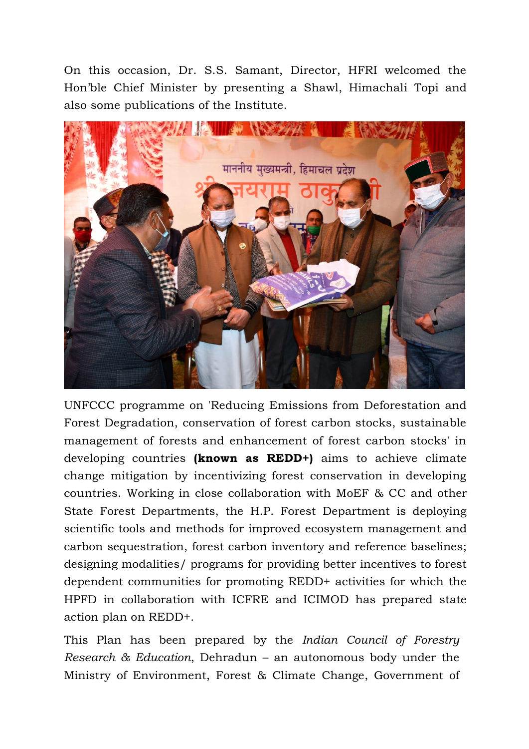On this occasion, Dr. S.S. Samant, Director, HFRI welcomed the Hon'ble Chief Minister by presenting a Shawl, Himachali Topi and also some publications of the Institute.

UNFCCC programme on 'Reducing Emissions from Deforestation and Forest Degradation, conservation of forest carbon stocks, sustainable management of forests and enhancement of forest carbon stocks' in developing countries **(known as REDD+)** aims to achieve climate change mitigation by incentivizing forest conservation in developing countries. Working in close collaboration with MoEF & CC and other State Forest Departments, the H.P. Forest Department is deploying scientific tools and methods for improved ecosystem management and carbon sequestration, forest carbon inventory and reference baselines; designing modalities/ programs for providing better incentives to forest dependent communities for promoting REDD+ activities for which the HPFD in collaboration with ICFRE and ICIMOD has prepared state action plan on REDD+.

This Plan has been prepared by the *Indian Council of Forestry Research & Education*, Dehradun – an autonomous body under the Ministry of Environment, Forest & Climate Change, Government of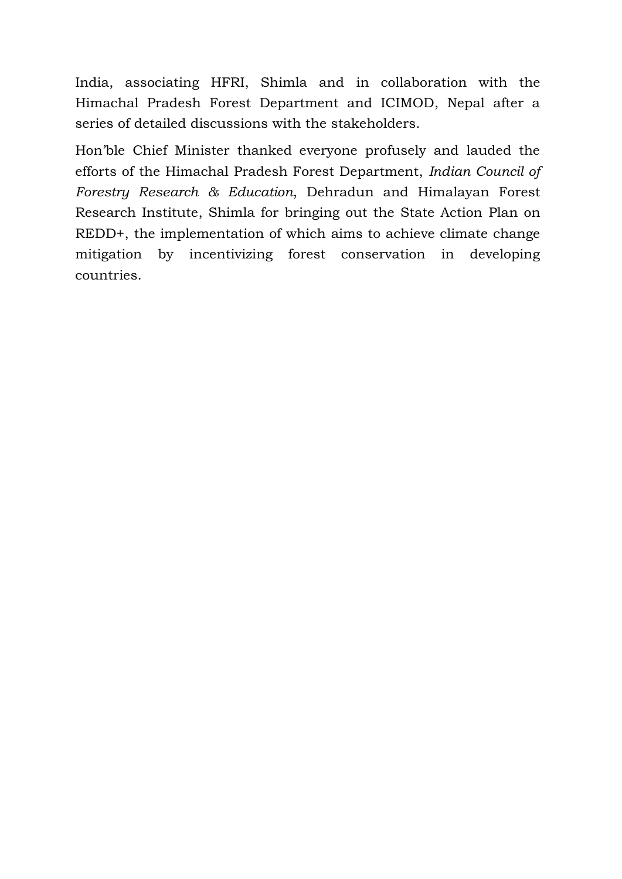India, associating HFRI, Shimla and in collaboration with the Himachal Pradesh Forest Department and ICIMOD, Nepal after a series of detailed discussions with the stakeholders.

Hon'ble Chief Minister thanked everyone profusely and lauded the efforts of the Himachal Pradesh Forest Department, *Indian Council of Forestry Research & Education*, Dehradun and Himalayan Forest Research Institute, Shimla for bringing out the State Action Plan on REDD+, the implementation of which aims to achieve climate change mitigation by incentivizing forest conservation in developing countries.